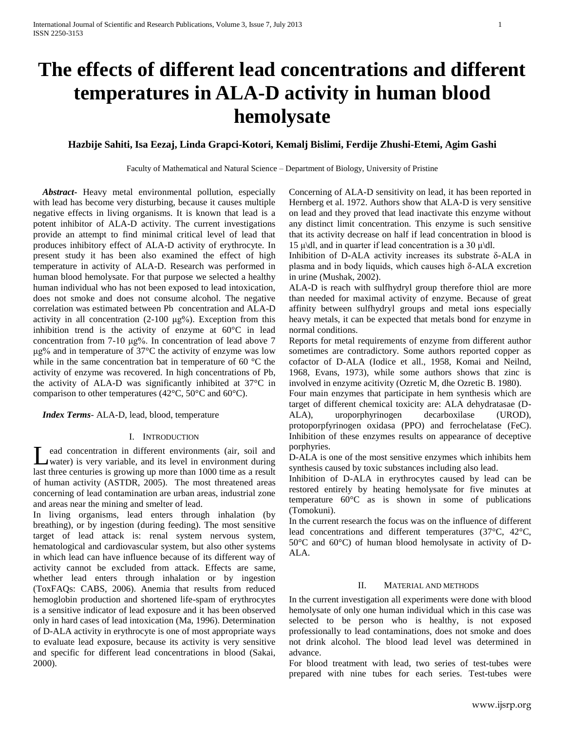# The effects of different lead concentrations and different temperatures in ALA-D activity in human blood hemolysate

**Hazbije Sahiti, Isa Eezaj, Linda Grapci-Kotori, Kemalj Bislimi, Ferdije Zhushi-Etemi, Agim Gashi**

Faculty of Mathematical and Natural Science – Department of Biology, University of Pristine

***Abstract***- Heavy metal environmental pollution, especially with lead has become very disturbing, because it causes multiple negative effects in living organisms. It is known that lead is a potent inhibitor of ALA-D activity. The current investigations provide an attempt to find minimal critical level of lead that produces inhibitory effect of ALA-D activity of erythrocyte. In present study it has been also examined the effect of high temperature in activity of ALA-D. Research was performed in human blood hemolysate. For that purpose we selected a healthy human individual who has not been exposed to lead intoxication, does not smoke and does not consume alcohol. The negative correlation was estimated between Pb concentration and ALA-D activity in all concentration (2-100 μg%). Exception from this inhibition trend is the activity of enzyme at 60°C in lead concentration from 7-10 μg%. In concentration of lead above 7 μg% and in temperature of 37°C the activity of enzyme was low while in the same concentration bat in temperature of 60 °C the activity of enzyme was recovered. In high concentrations of Pb, the activity of ALA-D was significantly inhibited at 37°C in comparison to other temperatures (42°C, 50°C and 60°C).

***Index Terms***- ALA-D, lead, blood, temperature

## I. Introduction

Lead concentration in different environments (air, soil and water) is very variable, and its level in environment during last three centuries is growing up more than 1000 time as a result of human activity (ASTDR, 2005). The most threatened areas concerning of lead contamination are urban areas, industrial zone and areas near the mining and smelter of lead.

In living organisms, lead enters through inhalation (by breathing), or by ingestion (during feeding). The most sensitive target of lead attack is: renal system nervous system, hematological and cardiovascular system, but also other systems in which lead can have influence because of its different way of activity cannot be excluded from attack. Effects are same, whether lead enters through inhalation or by ingestion (ToxFAQs: CABS, 2006). Anemia that results from reduced hemoglobin production and shortened life-spam of erythrocytes is a sensitive indicator of lead exposure and it has been observed only in hard cases of lead intoxication (Ma, 1996). Determination of D-ALA activity in erythrocyte is one of most appropriate ways to evaluate lead exposure, because its activity is very sensitive and specific for different lead concentrations in blood (Sakai, 2000).

Concerning of ALA-D sensitivity on lead, it has been reported in Hernberg et al. 1972. Authors show that ALA-D is very sensitive on lead and they proved that lead inactivate this enzyme without any distinct limit concentration. This enzyme is such sensitive that its activity decrease on half if lead concentration in blood is 15 μ\dl, and in quarter if lead concentration is a 30 μ\dl.

Inhibition of D-ALA activity increases its substrate δ-ALA in plasma and in body liquids, which causes high δ-ALA excretion in urine (Mushak, 2002).

ALA-D is reach with sulfhydryl group therefore thiol are more than needed for maximal activity of enzyme. Because of great affinity between sulfhydryl groups and metal ions especially heavy metals, it can be expected that metals bond for enzyme in normal conditions.

Reports for metal requirements of enzyme from different author sometimes are contradictory. Some authors reported copper as cofactor of D-ALA (Iodice et all., 1958, Komai and Neilnd, 1968, Evans, 1973), while some authors shows that zinc is involved in enzyme acitivity (Ozretic M, dhe Ozretic B. 1980).

Four main enzymes that participate in hem synthesis which are target of different chemical toxicity are: ALA dehydratasae (D-ALA), uroporphyrinogen decarboxilase (UROD), protoporpfyrinogen oxidasa (PPO) and ferrochelatase (FeC). Inhibition of these enzymes results on appearance of deceptive porphyries.

D-ALA is one of the most sensitive enzymes which inhibits hem synthesis caused by toxic substances including also lead.

Inhibition of D-ALA in erythrocytes caused by lead can be restored entirely by heating hemolysate for five minutes at temperature 60°C as is shown in some of publications (Tomokuni).

In the current research the focus was on the influence of different lead concentrations and different temperatures (37°C, 42°C, 50°C and 60°C) of human blood hemolysate in activity of D-ALA.

## II. Material and methods

In the current investigation all experiments were done with blood hemolysate of only one human individual which in this case was selected to be person who is healthy, is not exposed professionally to lead contaminations, does not smoke and does not drink alcohol. The blood lead level was determined in advance.

For blood treatment with lead, two series of test-tubes were prepared with nine tubes for each series. Test-tubes were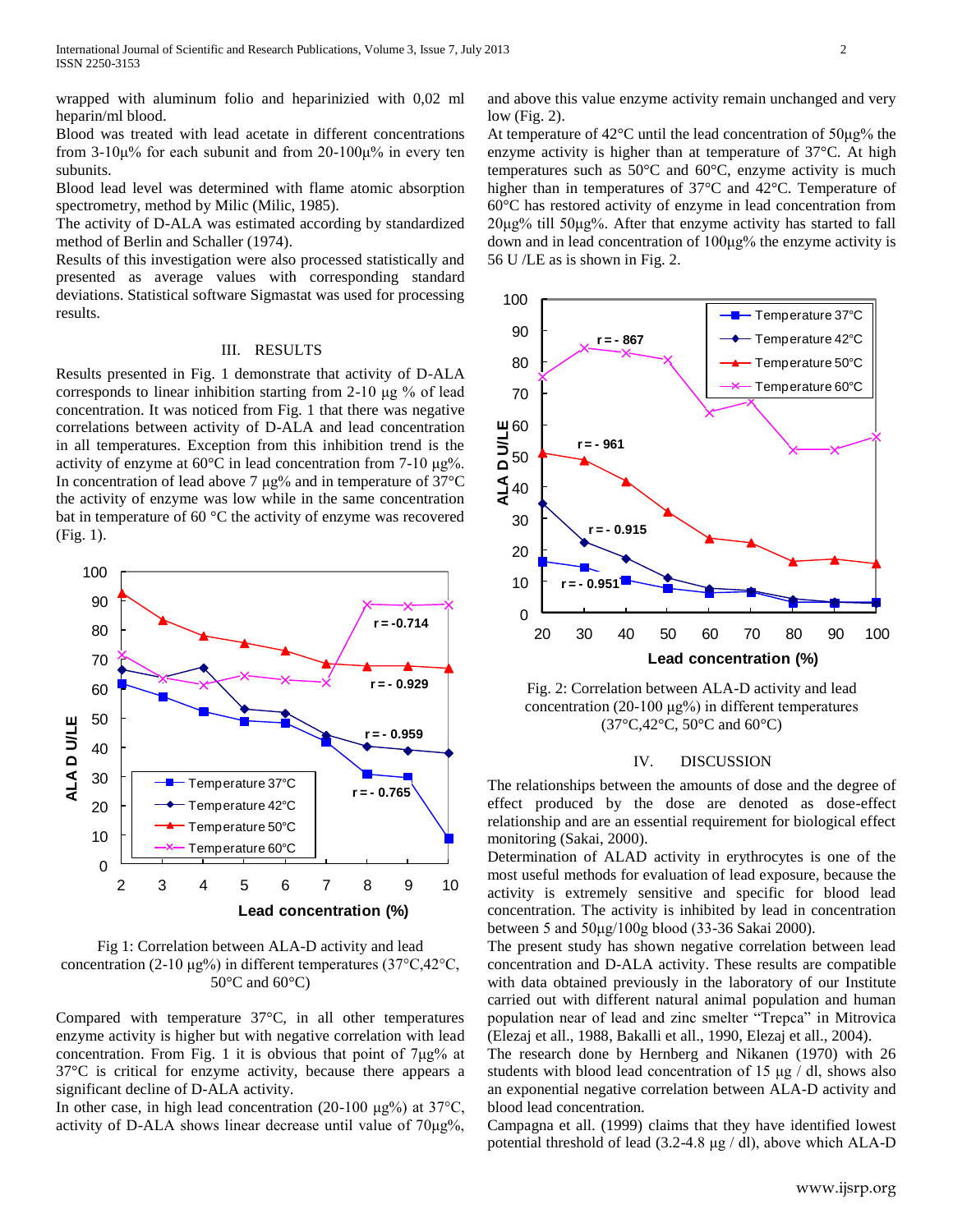wrapped with aluminum folio and heparinizied with 0,02 ml heparin/ml blood.

Blood was treated with lead acetate in different concentrations from 3-10µ% for each subunit and from 20-100µ% in every ten subunits.

Blood lead level was determined with flame atomic absorption spectrometry, method by Milic (Milic, 1985).

The activity of D-ALA was estimated according by standardized method of Berlin and Schaller (1974).

Results of this investigation were also processed statistically and presented as average values with corresponding standard deviations. Statistical software Sigmastat was used for processing results.

## III. RESULTS

Results presented in Fig. 1 demonstrate that activity of D-ALA corresponds to linear inhibition starting from 2-10 µg % of lead concentration. It was noticed from Fig. 1 that there was negative correlations between activity of D-ALA and lead concentration in all temperatures. Exception from this inhibition trend is the activity of enzyme at 60°C in lead concentration from 7-10 µg%. In concentration of lead above 7 µg% and in temperature of 37°C the activity of enzyme was low while in the same concentration bat in temperature of 60 °C the activity of enzyme was recovered (Fig. 1).

Fig 1: Correlation between ALA-D activity and lead concentration (2-10 µg%) in different temperatures (37°C,42°C, 50°C and 60°C)

Compared with temperature 37°C, in all other temperatures enzyme activity is higher but with negative correlation with lead concentration. From Fig. 1 it is obvious that point of 7µg% at 37°C is critical for enzyme activity, because there appears a significant decline of D-ALA activity.

In other case, in high lead concentration (20-100 µg%) at 37°C, activity of D-ALA shows linear decrease until value of 70µg%, and above this value enzyme activity remain unchanged and very low (Fig. 2).

At temperature of 42°C until the lead concentration of 50µg% the enzyme activity is higher than at temperature of 37°C. At high temperatures such as 50°C and 60°C, enzyme activity is much higher than in temperatures of 37°C and 42°C. Temperature of 60°C has restored activity of enzyme in lead concentration from 20µg% till 50µg%. After that enzyme activity has started to fall down and in lead concentration of 100µg% the enzyme activity is 56 U /LE as is shown in Fig. 2.

Fig. 2: Correlation between ALA-D activity and lead concentration (20-100 µg%) in different temperatures (37°C,42°C, 50°C and 60°C)

## IV. DISCUSSION

The relationships between the amounts of dose and the degree of effect produced by the dose are denoted as dose-effect relationship and are an essential requirement for biological effect monitoring (Sakai, 2000).

Determination of ALAD activity in erythrocytes is one of the most useful methods for evaluation of lead exposure, because the activity is extremely sensitive and specific for blood lead concentration. The activity is inhibited by lead in concentration between 5 and 50µg/100g blood (33-36 Sakai 2000).

The present study has shown negative correlation between lead concentration and D-ALA activity. These results are compatible with data obtained previously in the laboratory of our Institute carried out with different natural animal population and human population near of lead and zinc smelter "Trepca" in Mitrovica (Elezaj et all., 1988, Bakalli et all., 1990, Elezaj et all., 2004).

The research done by Hernberg and Nikanen (1970) with 26 students with blood lead concentration of 15 µg / dl, shows also an exponential negative correlation between ALA-D activity and blood lead concentration.

Campagna et all. (1999) claims that they have identified lowest potential threshold of lead (3.2-4.8 µg / dl), above which ALA-D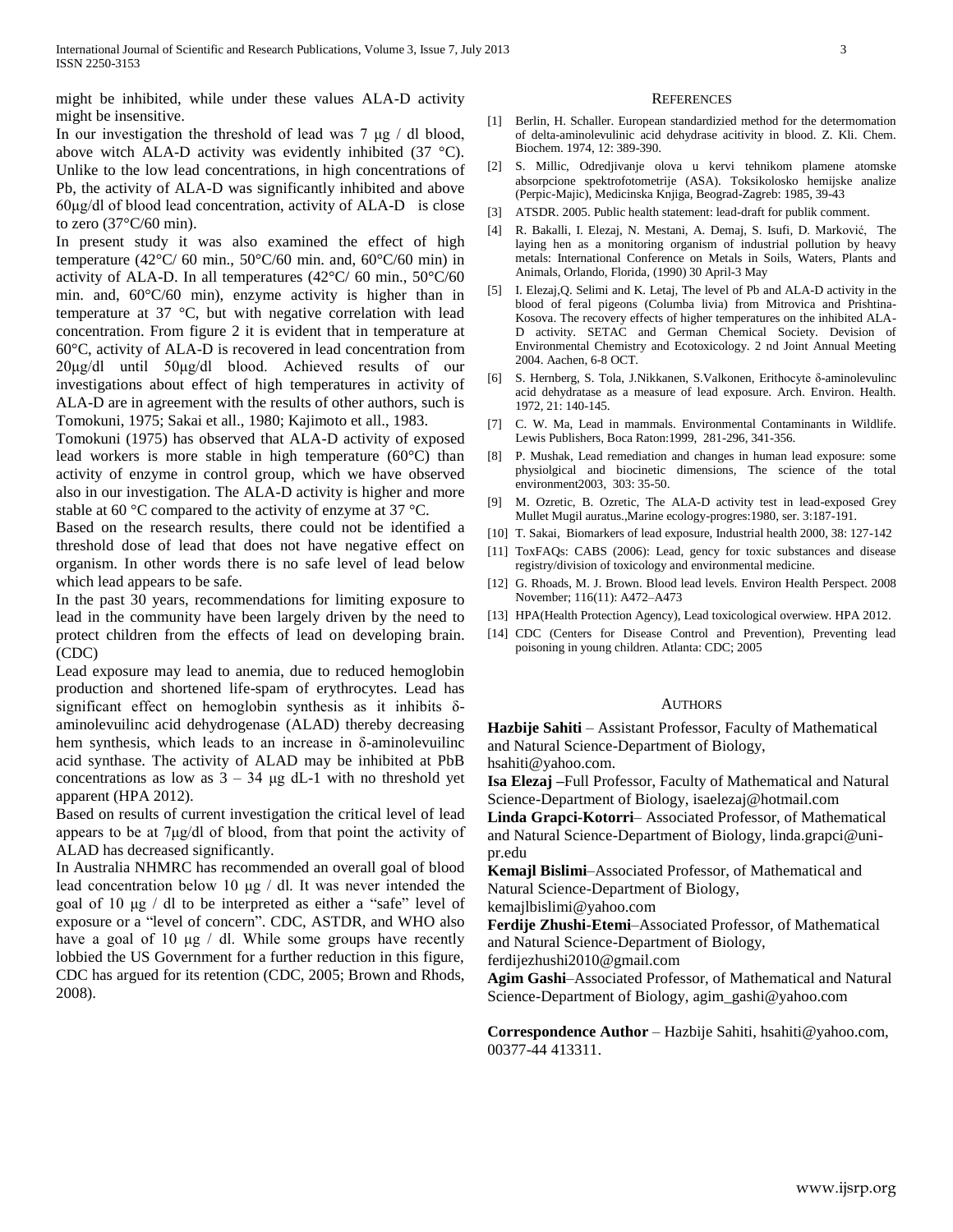might be inhibited, while under these values ALA-D activity might be insensitive.

In our investigation the threshold of lead was 7 μg / dl blood, above witch ALA-D activity was evidently inhibited (37 °C). Unlike to the low lead concentrations, in high concentrations of Pb, the activity of ALA-D was significantly inhibited and above 60μg/dl of blood lead concentration, activity of ALA-D is close to zero (37°C/60 min).

In present study it was also examined the effect of high temperature (42°C/ 60 min., 50°C/60 min. and, 60°C/60 min) in activity of ALA-D. In all temperatures (42°C/ 60 min., 50°C/60 min. and, 60°C/60 min), enzyme activity is higher than in temperature at 37 °C, but with negative correlation with lead concentration. From figure 2 it is evident that in temperature at 60°C, activity of ALA-D is recovered in lead concentration from 20μg/dl until 50μg/dl blood. Achieved results of our investigations about effect of high temperatures in activity of ALA-D are in agreement with the results of other authors, such is Tomokuni, 1975; Sakai et all., 1980; Kajimoto et all., 1983.

Tomokuni (1975) has observed that ALA-D activity of exposed lead workers is more stable in high temperature (60°C) than activity of enzyme in control group, which we have observed also in our investigation. The ALA-D activity is higher and more stable at 60 °C compared to the activity of enzyme at 37 °C.

Based on the research results, there could not be identified a threshold dose of lead that does not have negative effect on organism. In other words there is no safe level of lead below which lead appears to be safe.

In the past 30 years, recommendations for limiting exposure to lead in the community have been largely driven by the need to protect children from the effects of lead on developing brain. (CDC)

Lead exposure may lead to anemia, due to reduced hemoglobin production and shortened life-spam of erythrocytes. Lead has significant effect on hemoglobin synthesis as it inhibits δ-aminolevuilinc acid dehydrogenase (ALAD) thereby decreasing hem synthesis, which leads to an increase in δ-aminolevuilinc acid synthase. The activity of ALAD may be inhibited at PbB concentrations as low as 3 – 34 μg dL-1 with no threshold yet apparent (HPA 2012).

Based on results of current investigation the critical level of lead appears to be at 7μg/dl of blood, from that point the activity of ALAD has decreased significantly.

In Australia NHMRC has recommended an overall goal of blood lead concentration below 10 μg / dl. It was never intended the goal of 10 μg / dl to be interpreted as either a "safe" level of exposure or a "level of concern". CDC, ASTDR, and WHO also have a goal of 10 μg / dl. While some groups have recently lobbied the US Government for a further reduction in this figure, CDC has argued for its retention (CDC, 2005; Brown and Rhods, 2008).

## References

[1] Berlin, H. Schaller. European standardizied method for the determomation of delta-aminolevulinic acid dehydrase acitivity in blood. Z. Kli. Chem. Biochem. 1974, 12: 389-390.

[2] S. Millic, Odredjivanje olova u kervi tehnikom plamene atomske absorpcione spektrofotometrije (ASA). Toksikolosko hemijske analize (Perpic-Majic), Medicinska Knjiga, Beograd-Zagreb: 1985, 39-43

[3] ATSDR. 2005. Public health statement: lead-draft for publik comment.

[4] R. Bakalli, I. Elezaj, N. Mestani, A. Demaj, S. Isufi, D. Marković, The laying hen as a monitoring organism of industrial pollution by heavy metals: International Conference on Metals in Soils, Waters, Plants and Animals, Orlando, Florida, (1990) 30 April-3 May

[5] I. Elezaj,Q. Selimi and K. Letaj, The level of Pb and ALA-D activity in the blood of feral pigeons (Columba livia) from Mitrovica and Prishtina-Kosova. The recovery effects of higher temperatures on the inhibited ALA-D activity. SETAC and German Chemical Society. Devision of Environmental Chemistry and Ecotoxicology. 2 nd Joint Annual Meeting 2004. Aachen, 6-8 OCT.

[6] S. Hernberg, S. Tola, J.Nikkanen, S.Valkonen, Erithocyte δ-aminolevulinc acid dehydratase as a measure of lead exposure. Arch. Environ. Health. 1972, 21: 140-145.

[7] C. W. Ma, Lead in mammals. Environmental Contaminants in Wildlife. Lewis Publishers, Boca Raton:1999, 281-296, 341-356.

[8] P. Mushak, Lead remediation and changes in human lead exposure: some physiolgical and biocinetic dimensions, The science of the total environment2003, 303: 35-50.

[9] M. Ozretic, B. Ozretic, The ALA-D activity test in lead-exposed Grey Mullet Mugil auratus.,Marine ecology-progres:1980, ser. 3:187-191.

[10] T. Sakai, Biomarkers of lead exposure, Industrial health 2000, 38: 127-142

[11] ToxFAQs: CABS (2006): Lead, gency for toxic substances and disease registry/division of toxicology and environmental medicine.

[12] G. Rhoads, M. J. Brown. Blood lead levels. Environ Health Perspect. 2008 November; 116(11): A472–A473

[13] HPA(Health Protection Agency), Lead toxicological overwiew. HPA 2012.

[14] CDC (Centers for Disease Control and Prevention), Preventing lead poisoning in young children. Atlanta: CDC; 2005

## Authors

**Hazbije Sahiti** – Assistant Professor, Faculty of Mathematical and Natural Science-Department of Biology, hsahiti@yahoo.com.

**Isa Elezaj** –Full Professor, Faculty of Mathematical and Natural Science-Department of Biology, isaelezaj@hotmail.com

**Linda Grapci-Kotorri**– Associated Professor, of Mathematical and Natural Science-Department of Biology, linda.grapci@uni-pr.edu

**Kemajl Bislimi**–Associated Professor, of Mathematical and Natural Science-Department of Biology, kemajlbislimi@yahoo.com

**Ferdije Zhushi-Etemi**–Associated Professor, of Mathematical and Natural Science-Department of Biology, ferdijezhushi2010@gmail.com

**Agim Gashi**–Associated Professor, of Mathematical and Natural Science-Department of Biology, agim_gashi@yahoo.com

**Correspondence Author** – Hazbije Sahiti, hsahiti@yahoo.com, 00377-44 413311.